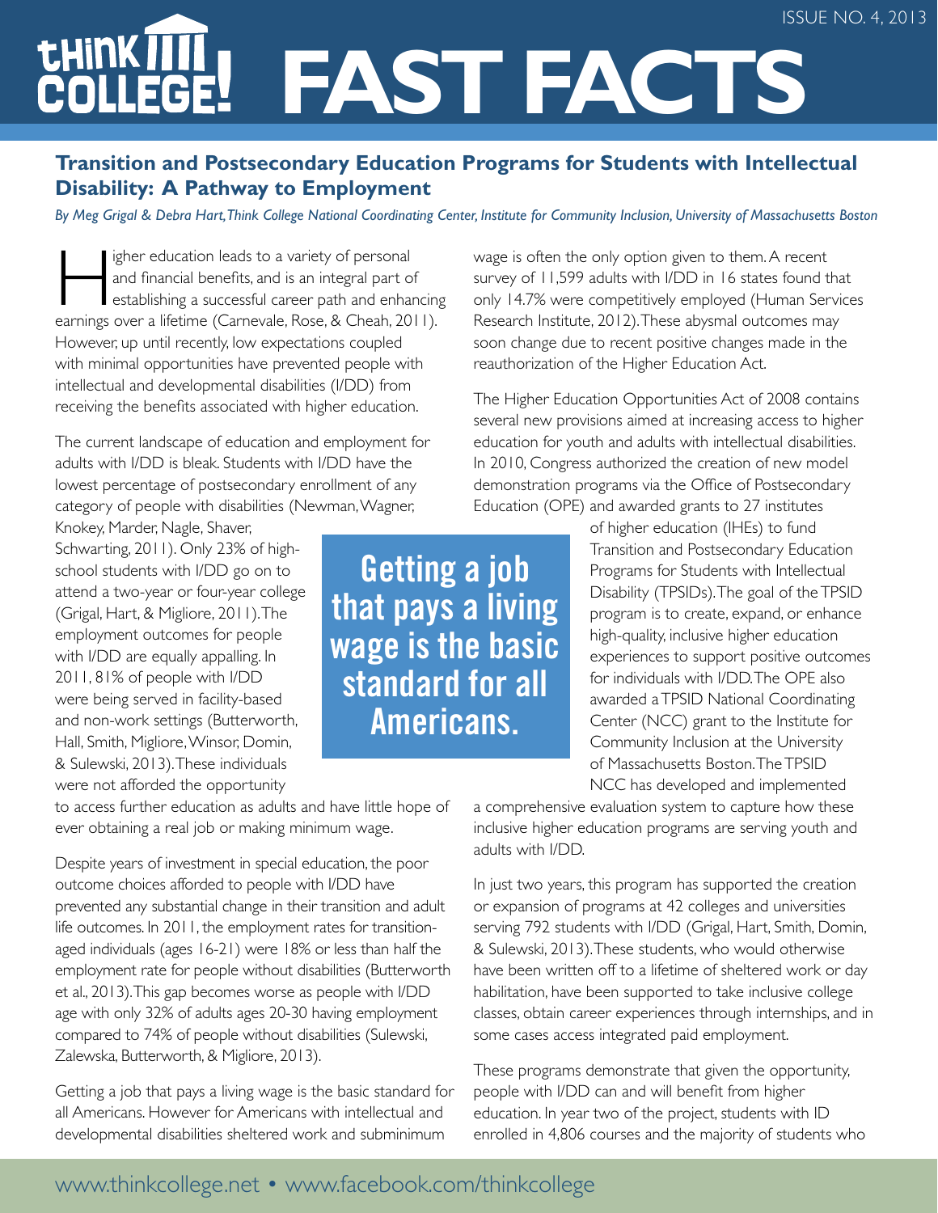# FAST FACTS

## Transition and Postsecondary Education Programs for Students with Intellectual Disability: A Pathway to Employment

*By Meg Grigal & Debra Hart, Think College National Coordinating Center, Institute for Community Inclusion, University of Massachusetts Boston*

Higher education leads to a variety of personal and financial benefits, and is an integral part of establishing a successful career path and enhancing earnings over a lifetime (Carnevale, Rose, & Cheah, 2011). However, up until recently, low expectations coupled with minimal opportunities have prevented people with intellectual and developmental disabilities (I/DD) from receiving the benefits associated with higher education.

The current landscape of education and employment for adults with I/DD is bleak. Students with I/DD have the lowest percentage of postsecondary enrollment of any category of people with disabilities (Newman, Wagner, Knokey, Marder, Nagle, Shaver, Schwarting, 2011). Only 23% of high-school students with I/DD go on to attend a two-year or four-year college (Grigal, Hart, & Migliore, 2011). The employment outcomes for people with I/DD are equally appalling. In 2011, 81% of people with I/DD were being served in facility-based and non-work settings (Butterworth, Hall, Smith, Migliore, Winsor, Domin, & Sulewski, 2013). These individuals were not afforded the opportunity to access further education as adults and have little hope of ever obtaining a real job or making minimum wage.

Despite years of investment in special education, the poor outcome choices afforded to people with I/DD have prevented any substantial change in their transition and adult life outcomes. In 2011, the employment rates for transition-aged individuals (ages 16-21) were 18% or less than half the employment rate for people without disabilities (Butterworth et al., 2013). This gap becomes worse as people with I/DD age with only 32% of adults ages 20-30 having employment compared to 74% of people without disabilities (Sulewski, Zalewska, Butterworth, & Migliore, 2013).

Getting a job that pays a living wage is the basic standard for all Americans. However for Americans with intellectual and developmental disabilities sheltered work and subminimum wage is often the only option given to them. A recent survey of 11,599 adults with I/DD in 16 states found that only 14.7% were competitively employed (Human Services Research Institute, 2012). These abysmal outcomes may soon change due to recent positive changes made in the reauthorization of the Higher Education Act.

> **Getting a job that pays a living wage is the basic standard for all Americans.**

The Higher Education Opportunities Act of 2008 contains several new provisions aimed at increasing access to higher education for youth and adults with intellectual disabilities. In 2010, Congress authorized the creation of new model demonstration programs via the Office of Postsecondary Education (OPE) and awarded grants to 27 institutes of higher education (IHEs) to fund Transition and Postsecondary Education Programs for Students with Intellectual Disability (TPSIDs). The goal of the TPSID program is to create, expand, or enhance high-quality, inclusive higher education experiences to support positive outcomes for individuals with I/DD. The OPE also awarded a TPSID National Coordinating Center (NCC) grant to the Institute for Community Inclusion at the University of Massachusetts Boston. The TPSID NCC has developed and implemented a comprehensive evaluation system to capture how these inclusive higher education programs are serving youth and adults with I/DD.

In just two years, this program has supported the creation or expansion of programs at 42 colleges and universities serving 792 students with I/DD (Grigal, Hart, Smith, Domin, & Sulewski, 2013). These students, who would otherwise have been written off to a lifetime of sheltered work or day habilitation, have been supported to take inclusive college classes, obtain career experiences through internships, and in some cases access integrated paid employment.

These programs demonstrate that given the opportunity, people with I/DD can and will benefit from higher education. In year two of the project, students with ID enrolled in 4,806 courses and the majority of students who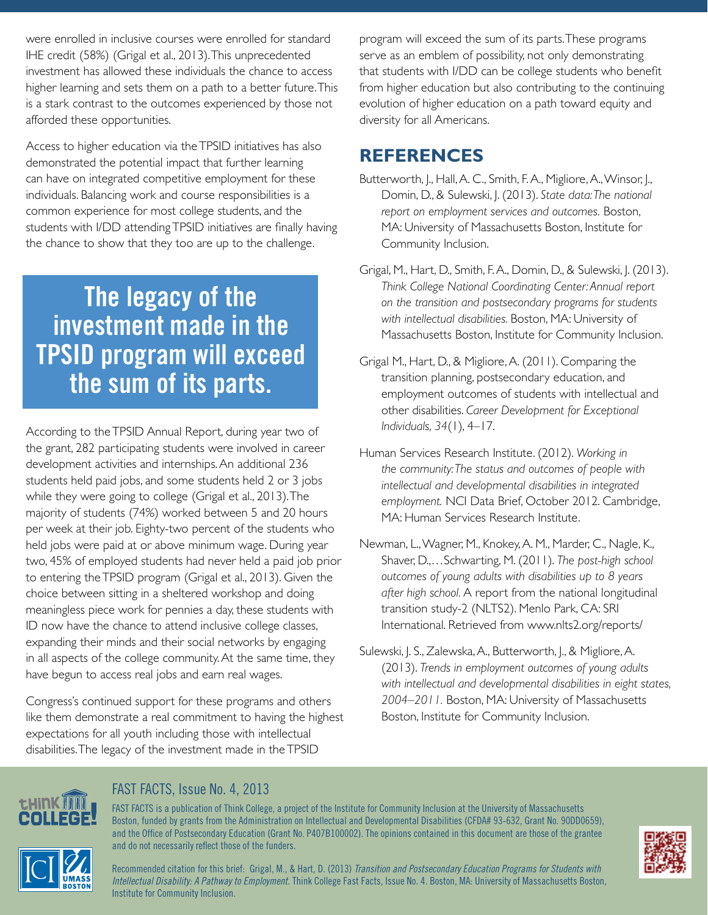were enrolled in inclusive courses were enrolled for standard IHE credit (58%) (Grigal et al., 2013). This unprecedented investment has allowed these individuals the chance to access higher learning and sets them on a path to a better future. This is a stark contrast to the outcomes experienced by those not afforded these opportunities.

Access to higher education via the TPSID initiatives has also demonstrated the potential impact that further learning can have on integrated competitive employment for these individuals. Balancing work and course responsibilities is a common experience for most college students, and the students with I/DD attending TPSID initiatives are finally having the chance to show that they too are up to the challenge.

**The legacy of the investment made in the TPSID program will exceed the sum of its parts.**

According to the TPSID Annual Report, during year two of the grant, 282 participating students were involved in career development activities and internships. An additional 236 students held paid jobs, and some students held 2 or 3 jobs while they were going to college (Grigal et al., 2013). The majority of students (74%) worked between 5 and 20 hours per week at their job. Eighty-two percent of the students who held jobs were paid at or above minimum wage. During year two, 45% of employed students had never held a paid job prior to entering the TPSID program (Grigal et al., 2013). Given the choice between sitting in a sheltered workshop and doing meaningless piece work for pennies a day, these students with ID now have the chance to attend inclusive college classes, expanding their minds and their social networks by engaging in all aspects of the college community. At the same time, they have begun to access real jobs and earn real wages.

Congress's continued support for these programs and others like them demonstrate a real commitment to having the highest expectations for all youth including those with intellectual disabilities. The legacy of the investment made in the TPSID program will exceed the sum of its parts. These programs serve as an emblem of possibility, not only demonstrating that students with I/DD can be college students who benefit from higher education but also contributing to the continuing evolution of higher education on a path toward equity and diversity for all Americans.

## REFERENCES

Butterworth, J., Hall, A. C., Smith, F. A., Migliore, A., Winsor, J., Domin, D., & Sulewski, J. (2013). *State data: The national report on employment services and outcomes.* Boston, MA: University of Massachusetts Boston, Institute for Community Inclusion.

Grigal, M., Hart, D., Smith, F. A., Domin, D., & Sulewski, J. (2013). *Think College National Coordinating Center: Annual report on the transition and postsecondary programs for students with intellectual disabilities.* Boston, MA: University of Massachusetts Boston, Institute for Community Inclusion.

Grigal M., Hart, D., & Migliore, A. (2011). Comparing the transition planning, postsecondary education, and employment outcomes of students with intellectual and other disabilities. *Career Development for Exceptional Individuals, 34*(1), 4–17.

Human Services Research Institute. (2012). *Working in the community: The status and outcomes of people with intellectual and developmental disabilities in integrated employment.* NCI Data Brief, October 2012. Cambridge, MA: Human Services Research Institute.

Newman, L., Wagner, M., Knokey, A. M., Marder, C., Nagle, K., Shaver, D., . . . Schwarting, M. (2011). *The post-high school outcomes of young adults with disabilities up to 8 years after high school.* A report from the national longitudinal transition study-2 (NLTS2). Menlo Park, CA: SRI International. Retrieved from www.nlts2.org/reports/

Sulewski, J. S., Zalewska, A., Butterworth, J., & Migliore, A. (2013). *Trends in employment outcomes of young adults with intellectual and developmental disabilities in eight states, 2004–2011.* Boston, MA: University of Massachusetts Boston, Institute for Community Inclusion.

FAST FACTS, Issue No. 4, 2013

FAST FACTS is a publication of Think College, a project of the Institute for Community Inclusion at the University of Massachusetts Boston, funded by grants from the Administration on Intellectual and Developmental Disabilities (CFDA# 93-632, Grant No. 90DD0659), and the Office of Postsecondary Education (Grant No. P407B100002). The opinions contained in this document are those of the grantee and do not necessarily reflect those of the funders.

Recommended citation for this brief: Grigal, M., & Hart, D. (2013) *Transition and Postsecondary Education Programs for Students with Intellectual Disability: A Pathway to Employment.* Think College Fast Facts, Issue No. 4. Boston, MA: University of Massachusetts Boston, Institute for Community Inclusion.